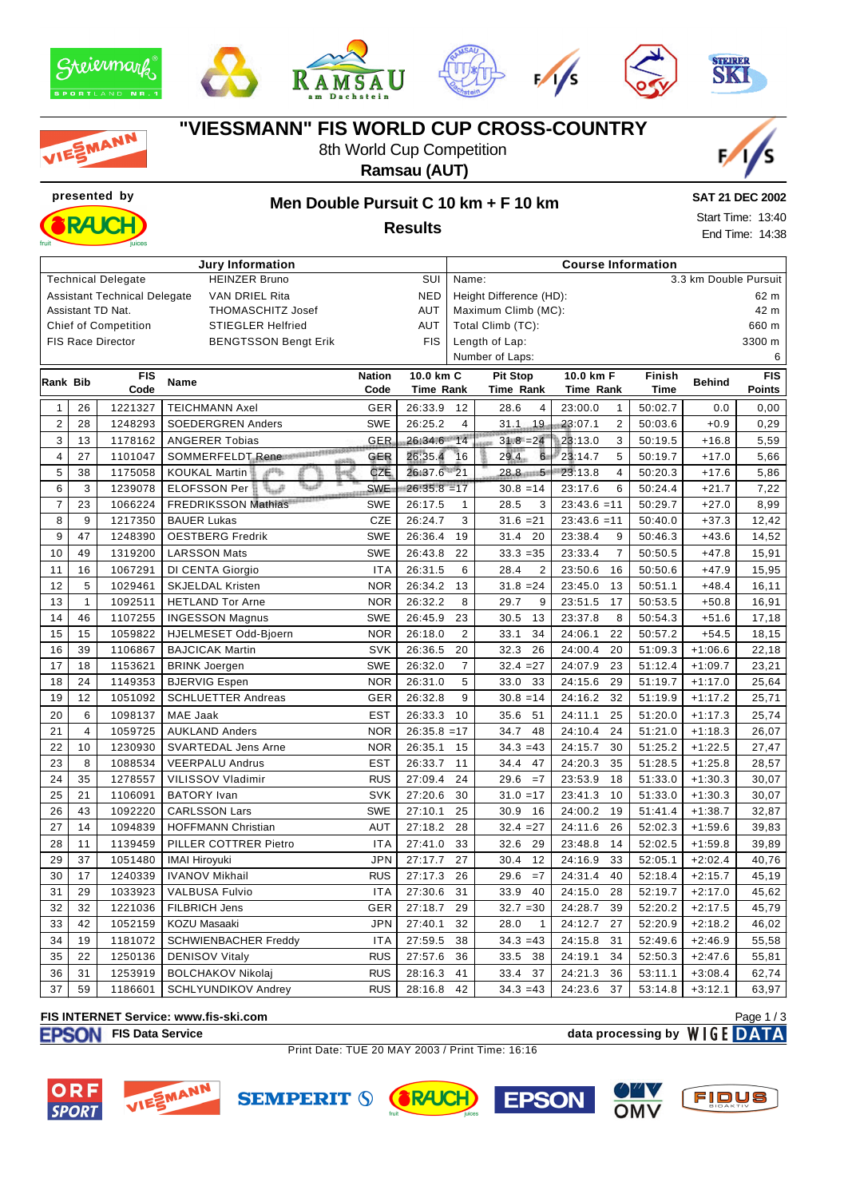# "VIESSMANN" FIS WORLD CUP CROSS-COUNTRY

8th World Cup Competition

**Ramsau (AUT)**

presented by

## Men Double Pursuit C 10 km + F 10 km

**Results**

**SAT 21 DEC 2002**

Start Time: 13:40

End Time: 14:38

| Jury Information | | | Course Information | |
|---|---|---|---|---|
| Technical Delegate | HEINZER Bruno | SUI | Name: | 3.3 km Double Pursuit |
| Assistant Technical Delegate | VAN DRIEL Rita | NED | Height Difference (HD): | 62 m |
| Assistant TD Nat. | THOMASCHITZ Josef | AUT | Maximum Climb (MC): | 42 m |
| Chief of Competition | STIEGLER Helfried | AUT | Total Climb (TC): | 660 m |
| FIS Race Director | BENGTSSON Bengt Erik | FIS | Length of Lap: | 3300 m |
| | | | Number of Laps: | 6 |

| Rank | Bib | FIS Code | Name | Nation Code | 10.0 km C Time Rank | Pit Stop Time Rank | 10.0 km F Time Rank | Finish Time | Behind | FIS Points |
|---|---|---|---|---|---|---|---|---|---|---|
| 1 | 26 | 1221327 | TEICHMANN Axel | GER | 26:33.9 12 | 28.6 4 | 23:00.0 1 | 50:02.7 | 0.0 | 0,00 |
| 2 | 28 | 1248293 | SOEDERGREN Anders | SWE | 26:25.2 4 | 31.1 19 | 23:07.1 2 | 50:03.6 | +0.9 | 0,29 |
| 3 | 13 | 1178162 | ANGERER Tobias | GER | 26:34.6 14 | 31.8 =24 | 23:13.0 3 | 50:19.5 | +16.8 | 5,59 |
| 4 | 27 | 1101047 | SOMMERFELDT Rene | GER | 26:35.4 16 | 29.4 6 | 23:14.7 5 | 50:19.7 | +17.0 | 5,66 |
| 5 | 38 | 1175058 | KOUKAL Martin | CZE | 26:37.6 21 | 28.8 5 | 23:13.8 4 | 50:20.3 | +17.6 | 5,86 |
| 6 | 3 | 1239078 | ELOFSSON Per | SWE | 26:35.8 =17 | 30.8 =14 | 23:17.6 6 | 50:24.4 | +21.7 | 7,22 |
| 7 | 23 | 1066224 | FREDRIKSSON Mathias | SWE | 26:17.5 1 | 28.5 3 | 23:43.6 =11 | 50:29.7 | +27.0 | 8,99 |
| 8 | 9 | 1217350 | BAUER Lukas | CZE | 26:24.7 3 | 31.6 =21 | 23:43.6 =11 | 50:40.0 | +37.3 | 12,42 |
| 9 | 47 | 1248390 | OESTBERG Fredrik | SWE | 26:36.4 19 | 31.4 20 | 23:38.4 9 | 50:46.3 | +43.6 | 14,52 |
| 10 | 49 | 1319200 | LARSSON Mats | SWE | 26:43.8 22 | 33.3 =35 | 23:33.4 7 | 50:50.5 | +47.8 | 15,91 |
| 11 | 16 | 1067291 | DI CENTA Giorgio | ITA | 26:31.5 6 | 28.4 2 | 23:50.6 16 | 50:50.6 | +47.9 | 15,95 |
| 12 | 5 | 1029461 | SKJELDAL Kristen | NOR | 26:34.2 13 | 31.8 =24 | 23:45.0 13 | 50:51.1 | +48.4 | 16,11 |
| 13 | 1 | 1092511 | HETLAND Tor Arne | NOR | 26:32.2 8 | 29.7 9 | 23:51.5 17 | 50:53.5 | +50.8 | 16,91 |
| 14 | 46 | 1107255 | INGESSON Magnus | SWE | 26:45.9 23 | 30.5 13 | 23:37.8 8 | 50:54.3 | +51.6 | 17,18 |
| 15 | 15 | 1059822 | HJELMESET Odd-Bjoern | NOR | 26:18.0 2 | 33.1 34 | 24:06.1 22 | 50:57.2 | +54.5 | 18,15 |
| 16 | 39 | 1106867 | BAJCICAK Martin | SVK | 26:36.5 20 | 32.3 26 | 24:00.4 20 | 51:09.3 | +1:06.6 | 22,18 |
| 17 | 18 | 1153621 | BRINK Joergen | SWE | 26:32.0 7 | 32.4 =27 | 24:07.9 23 | 51:12.4 | +1:09.7 | 23,21 |
| 18 | 24 | 1149353 | BJERVIG Espen | NOR | 26:31.0 5 | 33.0 33 | 24:15.6 29 | 51:19.7 | +1:17.0 | 25,64 |
| 19 | 12 | 1051092 | SCHLUETTER Andreas | GER | 26:32.8 9 | 30.8 =14 | 24:16.2 32 | 51:19.9 | +1:17.2 | 25,71 |
| 20 | 6 | 1098137 | MAE Jaak | EST | 26:33.3 10 | 35.6 51 | 24:11.1 25 | 51:20.0 | +1:17.3 | 25,74 |
| 21 | 4 | 1059725 | AUKLAND Anders | NOR | 26:35.8 =17 | 34.7 48 | 24:10.4 24 | 51:21.0 | +1:18.3 | 26,07 |
| 22 | 10 | 1230930 | SVARTEDAL Jens Arne | NOR | 26:35.1 15 | 34.3 =43 | 24:15.7 30 | 51:25.2 | +1:22.5 | 27,47 |
| 23 | 8 | 1088534 | VEERPALU Andrus | EST | 26:33.7 11 | 34.4 47 | 24:20.3 35 | 51:28.5 | +1:25.8 | 28,57 |
| 24 | 35 | 1278557 | VILISSOV Vladimir | RUS | 27:09.4 24 | 29.6 =7 | 23:53.9 18 | 51:33.0 | +1:30.3 | 30,07 |
| 25 | 21 | 1106091 | BATORY Ivan | SVK | 27:20.6 30 | 31.0 =17 | 23:41.3 10 | 51:33.0 | +1:30.3 | 30,07 |
| 26 | 43 | 1092220 | CARLSSON Lars | SWE | 27:10.1 25 | 30.9 16 | 24:00.2 19 | 51:41.4 | +1:38.7 | 32,87 |
| 27 | 14 | 1094839 | HOFFMANN Christian | AUT | 27:18.2 28 | 32.4 =27 | 24:11.6 26 | 52:02.3 | +1:59.6 | 39,83 |
| 28 | 11 | 1139459 | PILLER COTTRER Pietro | ITA | 27:41.0 33 | 32.6 29 | 23:48.8 14 | 52:02.5 | +1:59.8 | 39,89 |
| 29 | 37 | 1051480 | IMAI Hiroyuki | JPN | 27:17.7 27 | 30.4 12 | 24:16.9 33 | 52:05.1 | +2:02.4 | 40,76 |
| 30 | 17 | 1240339 | IVANOV Mikhail | RUS | 27:17.3 26 | 29.6 =7 | 24:31.4 40 | 52:18.4 | +2:15.7 | 45,19 |
| 31 | 29 | 1033923 | VALBUSA Fulvio | ITA | 27:30.6 31 | 33.9 40 | 24:15.0 28 | 52:19.7 | +2:17.0 | 45,62 |
| 32 | 32 | 1221036 | FILBRICH Jens | GER | 27:18.7 29 | 32.7 =30 | 24:28.7 39 | 52:20.2 | +2:17.5 | 45,79 |
| 33 | 42 | 1052159 | KOZU Masaaki | JPN | 27:40.1 32 | 28.0 1 | 24:12.7 27 | 52:20.9 | +2:18.2 | 46,02 |
| 34 | 19 | 1181072 | SCHWIENBACHER Freddy | ITA | 27:59.5 38 | 34.3 =43 | 24:15.8 31 | 52:49.6 | +2:46.9 | 55,58 |
| 35 | 22 | 1250136 | DENISOV Vitaly | RUS | 27:57.6 36 | 33.5 38 | 24:19.1 34 | 52:50.3 | +2:47.6 | 55,81 |
| 36 | 31 | 1253919 | BOLCHAKOV Nikolaj | RUS | 28:16.3 41 | 33.4 37 | 24:21.3 36 | 53:11.1 | +3:08.4 | 62,74 |
| 37 | 59 | 1186601 | SCHLYUNDIKOV Andrey | RUS | 28:16.8 42 | 34.3 =43 | 24:23.6 37 | 53:14.8 | +3:12.1 | 63,97 |

**FIS INTERNET Service: www.fis-ski.com**

EPSON **FIS Data Service** **data processing by** WIGE DATA

Print Date: TUE 20 MAY 2003 / Print Time: 16:16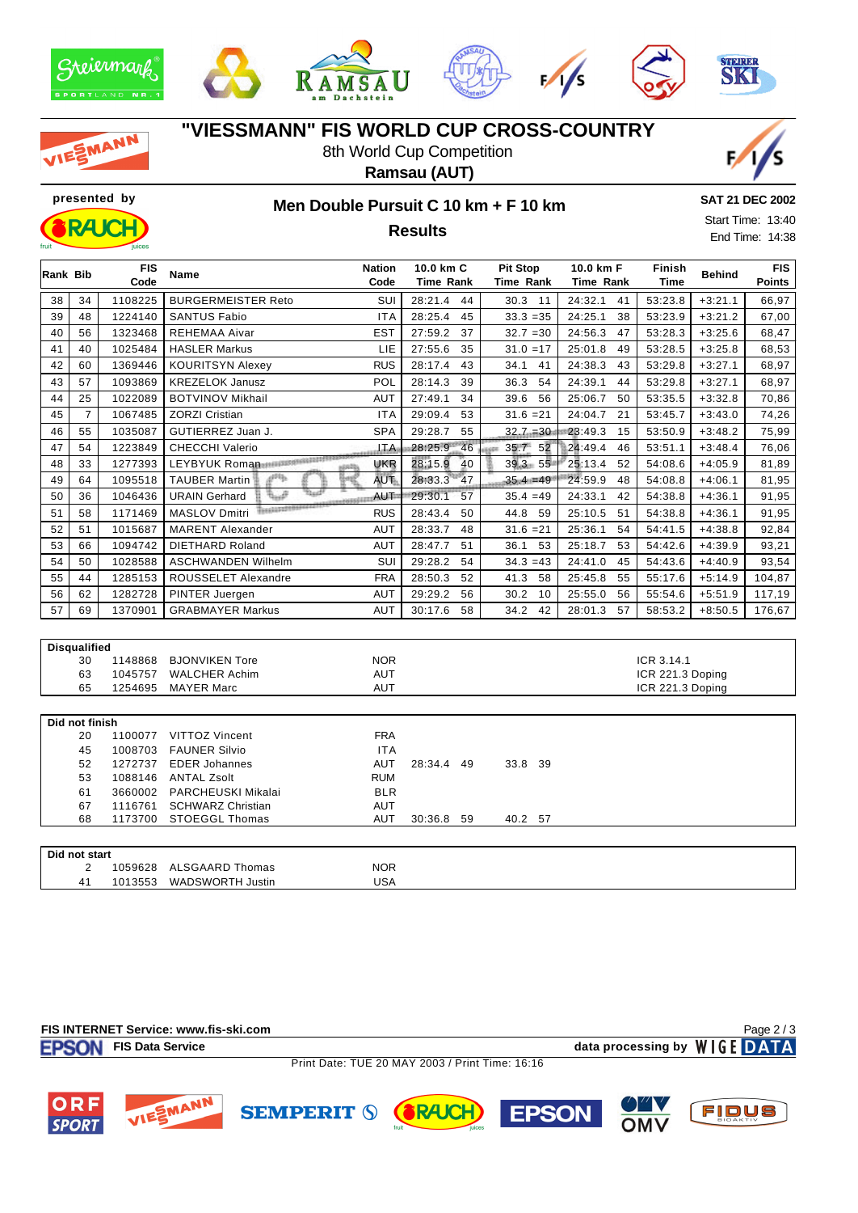# "VIESSMANN" FIS WORLD CUP CROSS-COUNTRY

8th World Cup Competition

**Ramsau (AUT)**

presented by RAUCH

## Men Double Pursuit C 10 km + F 10 km

### Results

**SAT 21 DEC 2002**

Start Time: 13:40

End Time: 14:38

| Rank | Bib | FIS Code | Name | Nation Code | 10.0 km C Time | Rank | Pit Stop Time | Rank | 10.0 km F Time | Rank | Finish Time | Behind | FIS Points |
|---|---|---|---|---|---|---|---|---|---|---|---|---|---|
| 38 | 34 | 1108225 | BURGERMEISTER Reto | SUI | 28:21.4 | 44 | 30.3 | 11 | 24:32.1 | 41 | 53:23.8 | +3:21.1 | 66,97 |
| 39 | 48 | 1224140 | SANTUS Fabio | ITA | 28:25.4 | 45 | 33.3 | =35 | 24:25.1 | 38 | 53:23.9 | +3:21.2 | 67,00 |
| 40 | 56 | 1323468 | REHEMAA Aivar | EST | 27:59.2 | 37 | 32.7 | =30 | 24:56.3 | 47 | 53:28.3 | +3:25.6 | 68,47 |
| 41 | 40 | 1025484 | HASLER Markus | LIE | 27:55.6 | 35 | 31.0 | =17 | 25:01.8 | 49 | 53:28.5 | +3:25.8 | 68,53 |
| 42 | 60 | 1369446 | KOURITSYN Alexey | RUS | 28:17.4 | 43 | 34.1 | 41 | 24:38.3 | 43 | 53:29.8 | +3:27.1 | 68,97 |
| 43 | 57 | 1093869 | KREZELOK Janusz | POL | 28:14.3 | 39 | 36.3 | 54 | 24:39.1 | 44 | 53:29.8 | +3:27.1 | 68,97 |
| 44 | 25 | 1022089 | BOTVINOV Mikhail | AUT | 27:49.1 | 34 | 39.6 | 56 | 25:06.7 | 50 | 53:35.5 | +3:32.8 | 70,86 |
| 45 | 7 | 1067485 | ZORZI Cristian | ITA | 29:09.4 | 53 | 31.6 | =21 | 24:04.7 | 21 | 53:45.7 | +3:43.0 | 74,26 |
| 46 | 55 | 1035087 | GUTIERREZ Juan J. | SPA | 29:28.7 | 55 | 32.7 | =30 | 23:49.3 | 15 | 53:50.9 | +3:48.2 | 75,99 |
| 47 | 54 | 1223849 | CHECCHI Valerio | ITA | 28:25.9 | 46 | 35.7 | 52 | 24:49.4 | 46 | 53:51.1 | +3:48.4 | 76,06 |
| 48 | 33 | 1277393 | LEYBYUK Roman | UKR | 28:15.9 | 40 | 39.3 | 55 | 25:13.4 | 52 | 54:08.6 | +4:05.9 | 81,89 |
| 49 | 64 | 1095518 | TAUBER Martin | AUT | 28:33.3 | 47 | 35.4 | =49 | 24:59.9 | 48 | 54:08.8 | +4:06.1 | 81,95 |
| 50 | 36 | 1046436 | URAIN Gerhard | AUT | 29:30.1 | 57 | 35.4 | =49 | 24:33.1 | 42 | 54:38.8 | +4:36.1 | 91,95 |
| 51 | 58 | 1171469 | MASLOV Dmitri | RUS | 28:43.4 | 50 | 44.8 | 59 | 25:10.5 | 51 | 54:38.8 | +4:36.1 | 91,95 |
| 52 | 51 | 1015687 | MARENT Alexander | AUT | 28:33.7 | 48 | 31.6 | =21 | 25:36.1 | 54 | 54:41.5 | +4:38.8 | 92,84 |
| 53 | 66 | 1094742 | DIETHARD Roland | AUT | 28:47.7 | 51 | 36.1 | 53 | 25:18.7 | 53 | 54:42.6 | +4:39.9 | 93,21 |
| 54 | 50 | 1028588 | ASCHWANDEN Wilhelm | SUI | 29:28.2 | 54 | 34.3 | =43 | 24:41.0 | 45 | 54:43.6 | +4:40.9 | 93,54 |
| 55 | 44 | 1285153 | ROUSSELET Alexandre | FRA | 28:50.3 | 52 | 41.3 | 58 | 25:45.8 | 55 | 55:17.6 | +5:14.9 | 104,87 |
| 56 | 62 | 1282728 | PINTER Juergen | AUT | 29:29.2 | 56 | 30.2 | 10 | 25:55.0 | 56 | 55:54.6 | +5:51.9 | 117,19 |
| 57 | 69 | 1370901 | GRABMAYER Markus | AUT | 30:17.6 | 58 | 34.2 | 42 | 28:01.3 | 57 | 58:53.2 | +8:50.5 | 176,67 |

**Disqualified**

| Bib | FIS Code | Name | Nation Code | Reason |
|---|---|---|---|---|
| 30 | 1148868 | BJONVIKEN Tore | NOR | ICR 3.14.1 |
| 63 | 1045757 | WALCHER Achim | AUT | ICR 221.3 Doping |
| 65 | 1254695 | MAYER Marc | AUT | ICR 221.3 Doping |

**Did not finish**

| Bib | FIS Code | Name | Nation Code | 10.0 km C Time | Rank | Pit Stop Time | Rank |
|---|---|---|---|---|---|---|---|
| 20 | 1100077 | VITTOZ Vincent | FRA | | | | |
| 45 | 1008703 | FAUNER Silvio | ITA | | | | |
| 52 | 1272737 | EDER Johannes | AUT | 28:34.4 | 49 | 33.8 | 39 |
| 53 | 1088146 | ANTAL Zsolt | RUM | | | | |
| 61 | 3660002 | PARCHEUSKI Mikalai | BLR | | | | |
| 67 | 1116761 | SCHWARZ Christian | AUT | | | | |
| 68 | 1173700 | STOEGGL Thomas | AUT | 30:36.8 | 59 | 40.2 | 57 |

**Did not start**

| Bib | FIS Code | Name | Nation Code |
|---|---|---|---|
| 2 | 1059628 | ALSGAARD Thomas | NOR |
| 41 | 1013553 | WADSWORTH Justin | USA |

**FIS INTERNET Service: www.fis-ski.com**

EPSON FIS Data Service — data processing by WIGE DATA

Print Date: TUE 20 MAY 2003 / Print Time: 16:16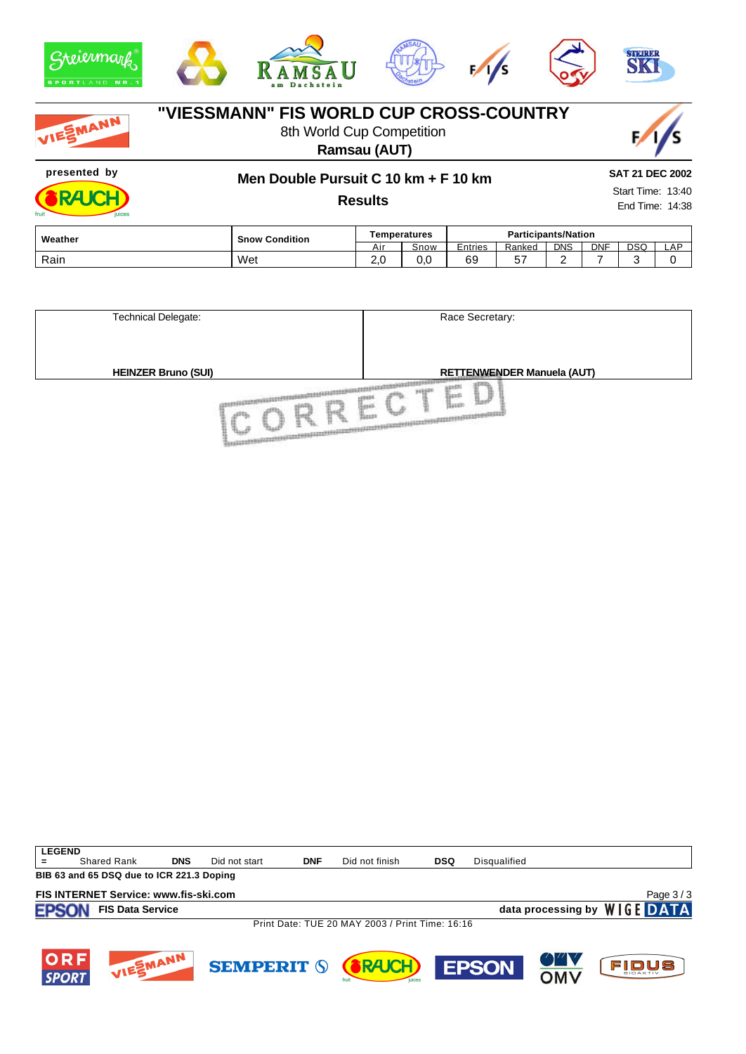# "VIESSMANN" FIS WORLD CUP CROSS-COUNTRY

8th World Cup Competition

**Ramsau (AUT)**

presented by

## Men Double Pursuit C 10 km + F 10 km

**Results**

**SAT 21 DEC 2002**

Start Time: 13:40

End Time: 14:38

| Weather | Snow Condition | Temperatures | | Participants/Nation | | | | | |
|---|---|---|---|---|---|---|---|---|---|
| | | Air | Snow | Entries | Ranked | DNS | DNF | DSQ | LAP |
| Rain | Wet | 2,0 | 0,0 | 69 | 57 | 2 | 7 | 3 | 0 |

| Technical Delegate: | Race Secretary: |
|---|---|
| **HEINZER Bruno (SUI)** | **RETTENWENDER Manuela (AUT)** |

CORRECTED

| LEGEND | | | | | | | |
|---|---|---|---|---|---|---|---|
| = | Shared Rank | DNS | Did not start | DNF | Did not finish | DSQ | Disqualified |

**BIB 63 and 65 DSQ due to ICR 221.3 Doping**

**FIS INTERNET Service: www.fis-ski.com**

**FIS Data Service** — data processing by WIGE DATA

Print Date: TUE 20 MAY 2003 / Print Time: 16:16